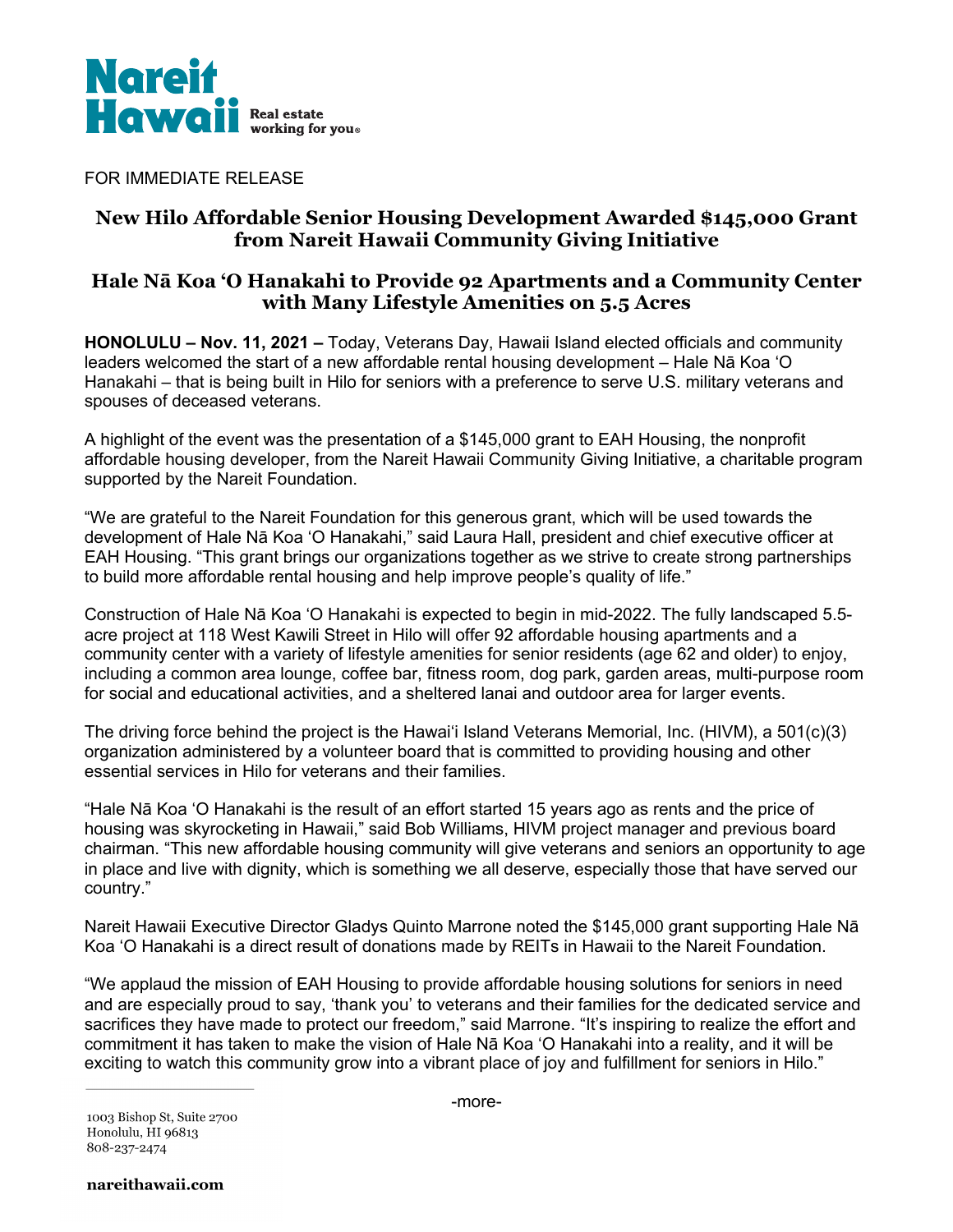Nareit Hawaii Real estate working for you®

FOR IMMEDIATE RELEASE

## New Hilo Affordable Senior Housing Development Awarded $145,000 Grant from Nareit Hawaii Community Giving Initiative

## Hale Nā Koa ʻO Hanakahi to Provide 92 Apartments and a Community Center with Many Lifestyle Amenities on 5.5 Acres

**HONOLULU – Nov. 11, 2021 –** Today, Veterans Day, Hawaii Island elected officials and community leaders welcomed the start of a new affordable rental housing development – Hale Nā Koa ʻO Hanakahi – that is being built in Hilo for seniors with a preference to serve U.S. military veterans and spouses of deceased veterans.

A highlight of the event was the presentation of a $145,000 grant to EAH Housing, the nonprofit affordable housing developer, from the Nareit Hawaii Community Giving Initiative, a charitable program supported by the Nareit Foundation.

"We are grateful to the Nareit Foundation for this generous grant, which will be used towards the development of Hale Nā Koa ʻO Hanakahi," said Laura Hall, president and chief executive officer at EAH Housing. "This grant brings our organizations together as we strive to create strong partnerships to build more affordable rental housing and help improve people's quality of life."

Construction of Hale Nā Koa ʻO Hanakahi is expected to begin in mid-2022. The fully landscaped 5.5-acre project at 118 West Kawili Street in Hilo will offer 92 affordable housing apartments and a community center with a variety of lifestyle amenities for senior residents (age 62 and older) to enjoy, including a common area lounge, coffee bar, fitness room, dog park, garden areas, multi-purpose room for social and educational activities, and a sheltered lanai and outdoor area for larger events.

The driving force behind the project is the Hawaiʻi Island Veterans Memorial, Inc. (HIVM), a 501(c)(3) organization administered by a volunteer board that is committed to providing housing and other essential services in Hilo for veterans and their families.

"Hale Nā Koa ʻO Hanakahi is the result of an effort started 15 years ago as rents and the price of housing was skyrocketing in Hawaii," said Bob Williams, HIVM project manager and previous board chairman. "This new affordable housing community will give veterans and seniors an opportunity to age in place and live with dignity, which is something we all deserve, especially those that have served our country."

Nareit Hawaii Executive Director Gladys Quinto Marrone noted the $145,000 grant supporting Hale Nā Koa ʻO Hanakahi is a direct result of donations made by REITs in Hawaii to the Nareit Foundation.

"We applaud the mission of EAH Housing to provide affordable housing solutions for seniors in need and are especially proud to say, 'thank you' to veterans and their families for the dedicated service and sacrifices they have made to protect our freedom," said Marrone. "It's inspiring to realize the effort and commitment it has taken to make the vision of Hale Nā Koa ʻO Hanakahi into a reality, and it will be exciting to watch this community grow into a vibrant place of joy and fulfillment for seniors in Hilo."

-more-

1003 Bishop St, Suite 2700
Honolulu, HI 96813
808-237-2474

**nareithawaii.com**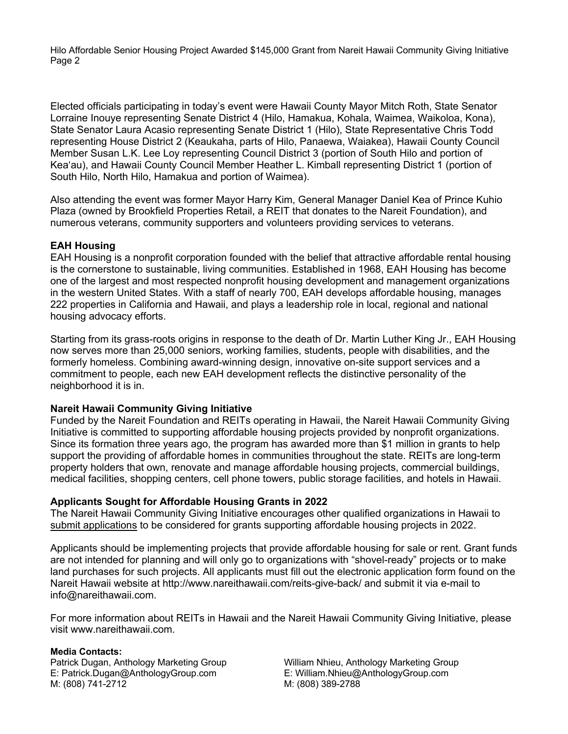Elected officials participating in today's event were Hawaii County Mayor Mitch Roth, State Senator Lorraine Inouye representing Senate District 4 (Hilo, Hamakua, Kohala, Waimea, Waikoloa, Kona), State Senator Laura Acasio representing Senate District 1 (Hilo), State Representative Chris Todd representing House District 2 (Keaukaha, parts of Hilo, Panaewa, Waiakea), Hawaii County Council Member Susan L.K. Lee Loy representing Council District 3 (portion of South Hilo and portion of Kea'au), and Hawaii County Council Member Heather L. Kimball representing District 1 (portion of South Hilo, North Hilo, Hamakua and portion of Waimea).

Also attending the event was former Mayor Harry Kim, General Manager Daniel Kea of Prince Kuhio Plaza (owned by Brookfield Properties Retail, a REIT that donates to the Nareit Foundation), and numerous veterans, community supporters and volunteers providing services to veterans.

**EAH Housing**

EAH Housing is a nonprofit corporation founded with the belief that attractive affordable rental housing is the cornerstone to sustainable, living communities. Established in 1968, EAH Housing has become one of the largest and most respected nonprofit housing development and management organizations in the western United States. With a staff of nearly 700, EAH develops affordable housing, manages 222 properties in California and Hawaii, and plays a leadership role in local, regional and national housing advocacy efforts.

Starting from its grass-roots origins in response to the death of Dr. Martin Luther King Jr., EAH Housing now serves more than 25,000 seniors, working families, students, people with disabilities, and the formerly homeless. Combining award-winning design, innovative on-site support services and a commitment to people, each new EAH development reflects the distinctive personality of the neighborhood it is in.

**Nareit Hawaii Community Giving Initiative**

Funded by the Nareit Foundation and REITs operating in Hawaii, the Nareit Hawaii Community Giving Initiative is committed to supporting affordable housing projects provided by nonprofit organizations. Since its formation three years ago, the program has awarded more than $1 million in grants to help support the providing of affordable homes in communities throughout the state. REITs are long-term property holders that own, renovate and manage affordable housing projects, commercial buildings, medical facilities, shopping centers, cell phone towers, public storage facilities, and hotels in Hawaii.

**Applicants Sought for Affordable Housing Grants in 2022**

The Nareit Hawaii Community Giving Initiative encourages other qualified organizations in Hawaii to submit applications to be considered for grants supporting affordable housing projects in 2022.

Applicants should be implementing projects that provide affordable housing for sale or rent. Grant funds are not intended for planning and will only go to organizations with "shovel-ready" projects or to make land purchases for such projects. All applicants must fill out the electronic application form found on the Nareit Hawaii website at http://www.nareithawaii.com/reits-give-back/ and submit it via e-mail to info@nareithawaii.com.

For more information about REITs in Hawaii and the Nareit Hawaii Community Giving Initiative, please visit www.nareithawaii.com.

**Media Contacts:**

Patrick Dugan, Anthology Marketing Group
E: Patrick.Dugan@AnthologyGroup.com
M: (808) 741-2712

William Nhieu, Anthology Marketing Group
E: William.Nhieu@AnthologyGroup.com
M: (808) 389-2788